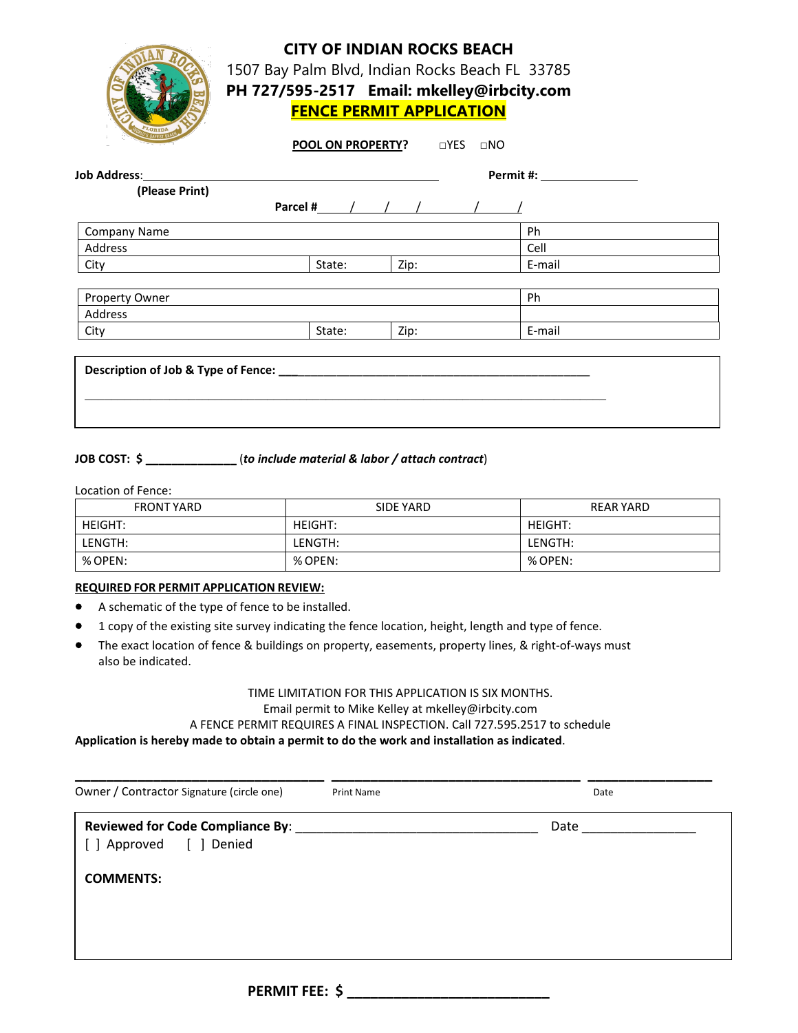# CITY OF INDIAN ROCKS BEACH

1507 Bay Palm Blvd, Indian Rocks Beach FL 33785

**PH 727/595-2517 Email: mkelley@irbcity.com**

## FENCE PERMIT APPLICATION

**POOL ON PROPERTY?** □YES □NO

**Job Address**:_______________________________________________ **Permit #:** _______________

**(Please Print)**

**Parcel #**_____/_____/_____/________/_____/

| Company Name | | | Ph |
|---|---|---|---|
| Address | | | Cell |
| City | State: | Zip: | E-mail |

| Property Owner | | | Ph |
|---|---|---|---|
| Address | | | |
| City | State: | Zip: | E-mail |

**Description of Job & Type of Fence:** ___________________________________________________

_______________________________________________________________________________

**JOB COST: $** ______________ (*to include material & labor / attach contract*)

Location of Fence:

| FRONT YARD | SIDE YARD | REAR YARD |
|---|---|---|
| HEIGHT: | HEIGHT: | HEIGHT: |
| LENGTH: | LENGTH: | LENGTH: |
| % OPEN: | % OPEN: | % OPEN: |

**REQUIRED FOR PERMIT APPLICATION REVIEW:**

- A schematic of the type of fence to be installed.
- 1 copy of the existing site survey indicating the fence location, height, length and type of fence.
- The exact location of fence & buildings on property, easements, property lines, & right-of-ways must also be indicated.

TIME LIMITATION FOR THIS APPLICATION IS SIX MONTHS.

Email permit to Mike Kelley at mkelley@irbcity.com

A FENCE PERMIT REQUIRES A FINAL INSPECTION. Call 727.595.2517 to schedule

**Application is hereby made to obtain a permit to do the work and installation as indicated**.

___________________________________ ___________________________________ _________________

Owner / Contractor Signature (circle one) Print Name Date

**Reviewed for Code Compliance By**: ___________________________________ Date ________________

[ ] Approved [ ] Denied

**COMMENTS:**

**PERMIT FEE: $** ___________________________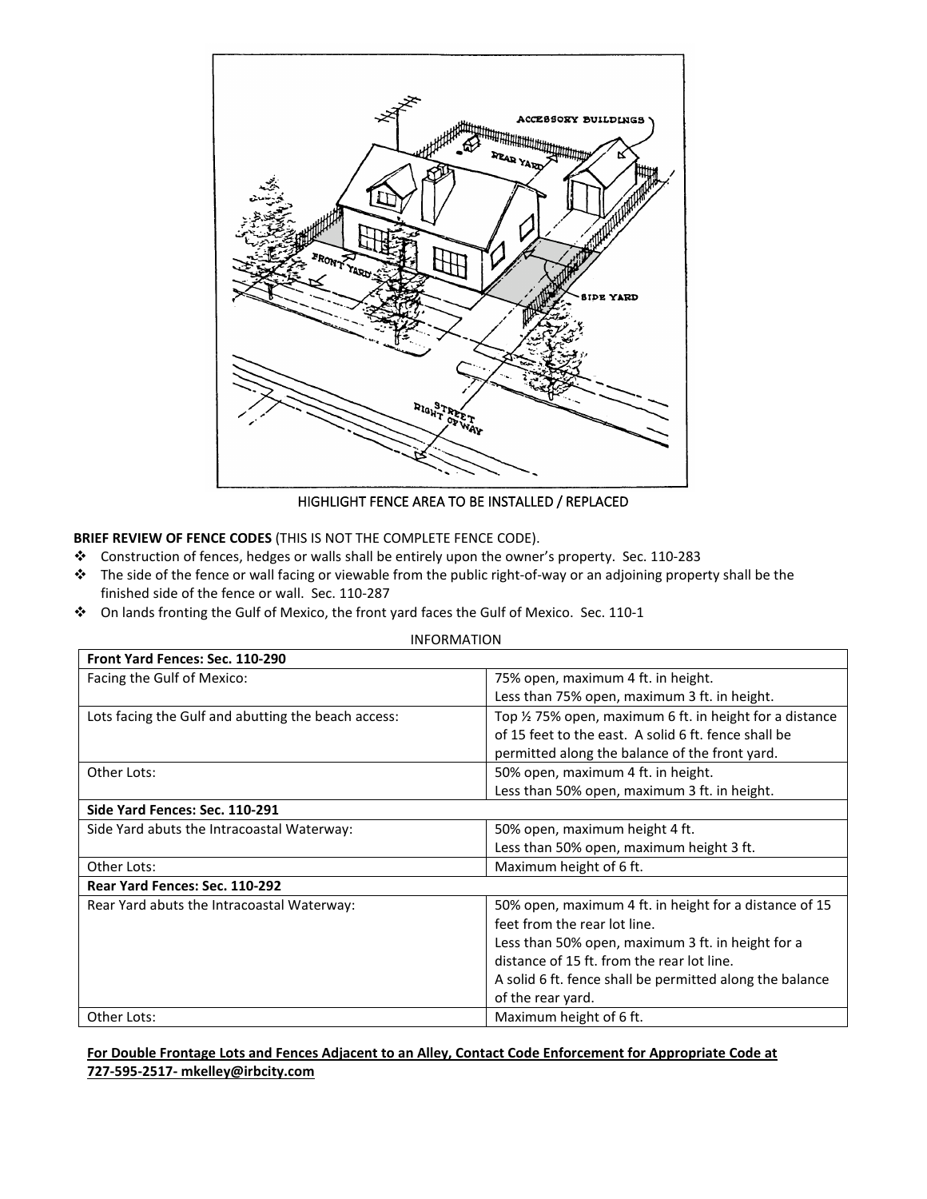ACCESSORY BUILDINGS

REAR YARD

FRONT YARD

SIDE YARD

STREET RIGHT OF WAY

HIGHLIGHT FENCE AREA TO BE INSTALLED / REPLACED

**BRIEF REVIEW OF FENCE CODES** (THIS IS NOT THE COMPLETE FENCE CODE).

- Construction of fences, hedges or walls shall be entirely upon the owner's property. Sec. 110-283
- The side of the fence or wall facing or viewable from the public right-of-way or an adjoining property shall be the finished side of the fence or wall. Sec. 110-287
- On lands fronting the Gulf of Mexico, the front yard faces the Gulf of Mexico. Sec. 110-1

INFORMATION

| | |
|---|---|
| **Front Yard Fences: Sec. 110-290** | |
| Facing the Gulf of Mexico: | 75% open, maximum 4 ft. in height.<br>Less than 75% open, maximum 3 ft. in height. |
| Lots facing the Gulf and abutting the beach access: | Top ½ 75% open, maximum 6 ft. in height for a distance of 15 feet to the east. A solid 6 ft. fence shall be permitted along the balance of the front yard. |
| Other Lots: | 50% open, maximum 4 ft. in height.<br>Less than 50% open, maximum 3 ft. in height. |
| **Side Yard Fences: Sec. 110-291** | |
| Side Yard abuts the Intracoastal Waterway: | 50% open, maximum height 4 ft.<br>Less than 50% open, maximum height 3 ft. |
| Other Lots: | Maximum height of 6 ft. |
| **Rear Yard Fences: Sec. 110-292** | |
| Rear Yard abuts the Intracoastal Waterway: | 50% open, maximum 4 ft. in height for a distance of 15 feet from the rear lot line.<br>Less than 50% open, maximum 3 ft. in height for a distance of 15 ft. from the rear lot line.<br>A solid 6 ft. fence shall be permitted along the balance of the rear yard. |
| Other Lots: | Maximum height of 6 ft. |

**For Double Frontage Lots and Fences Adjacent to an Alley, Contact Code Enforcement for Appropriate Code at 727-595-2517- mkelley@irbcity.com**